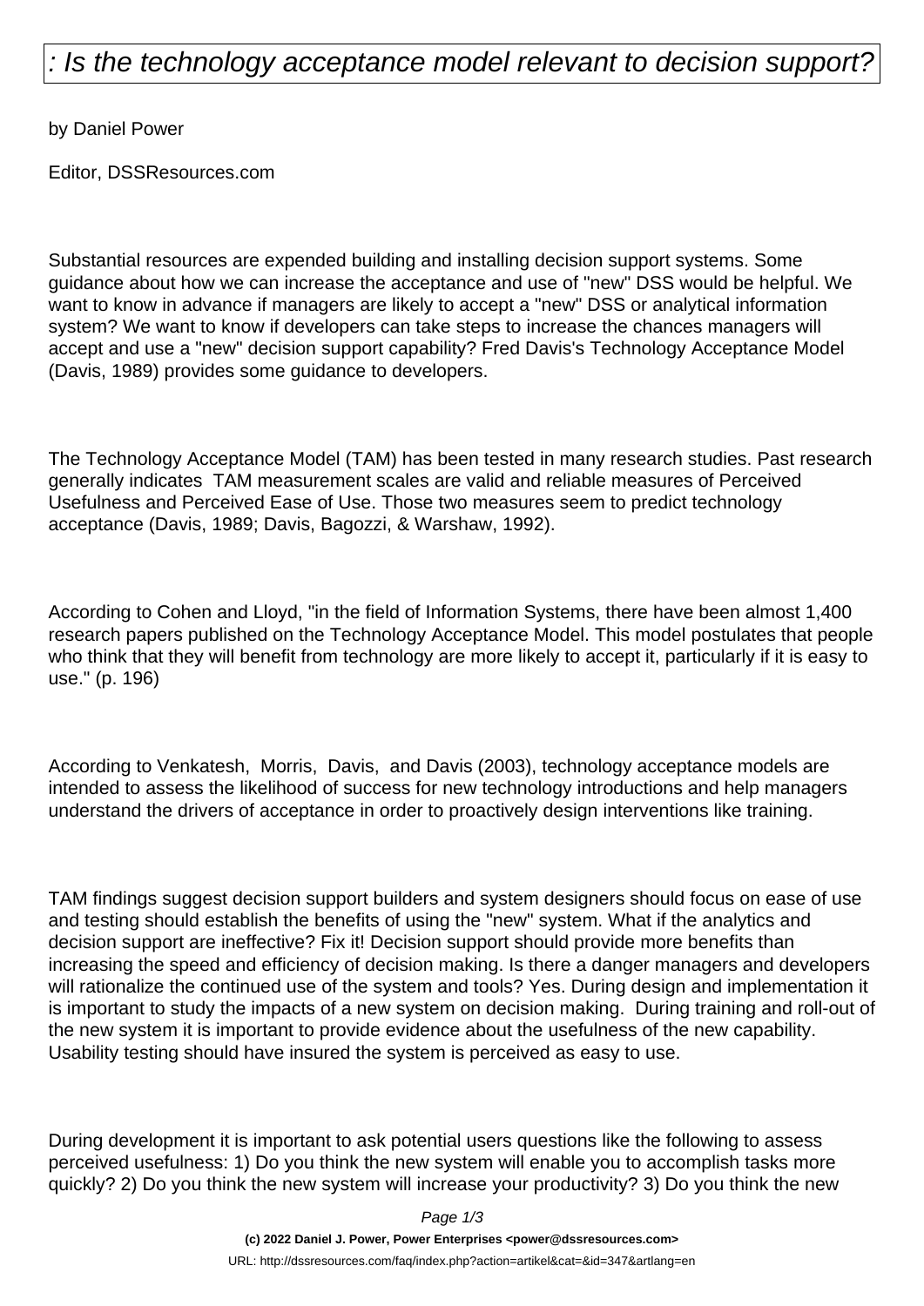# : Is the technology acceptance model relevant to decision support?

by Daniel Power

Editor, DSSResources.com

Substantial resources are expended building and installing decision support systems. Some guidance about how we can increase the acceptance and use of "new" DSS would be helpful. We want to know in advance if managers are likely to accept a "new" DSS or analytical information system? We want to know if developers can take steps to increase the chances managers will accept and use a "new" decision support capability? Fred Davis's Technology Acceptance Model (Davis, 1989) provides some guidance to developers.

The Technology Acceptance Model (TAM) has been tested in many research studies. Past research generally indicates TAM measurement scales are valid and reliable measures of Perceived Usefulness and Perceived Ease of Use. Those two measures seem to predict technology acceptance (Davis, 1989; Davis, Bagozzi, & Warshaw, 1992).

According to Cohen and Lloyd, "in the field of Information Systems, there have been almost 1,400 research papers published on the Technology Acceptance Model. This model postulates that people who think that they will benefit from technology are more likely to accept it, particularly if it is easy to use." (p. 196)

According to Venkatesh, Morris, Davis, and Davis (2003), technology acceptance models are intended to assess the likelihood of success for new technology introductions and help managers understand the drivers of acceptance in order to proactively design interventions like training.

TAM findings suggest decision support builders and system designers should focus on ease of use and testing should establish the benefits of using the "new" system. What if the analytics and decision support are ineffective? Fix it! Decision support should provide more benefits than increasing the speed and efficiency of decision making. Is there a danger managers and developers will rationalize the continued use of the system and tools? Yes. During design and implementation it is important to study the impacts of a new system on decision making. During training and roll-out of the new system it is important to provide evidence about the usefulness of the new capability. Usability testing should have insured the system is perceived as easy to use.

During development it is important to ask potential users questions like the following to assess perceived usefulness: 1) Do you think the new system will enable you to accomplish tasks more quickly? 2) Do you think the new system will increase your productivity? 3) Do you think the new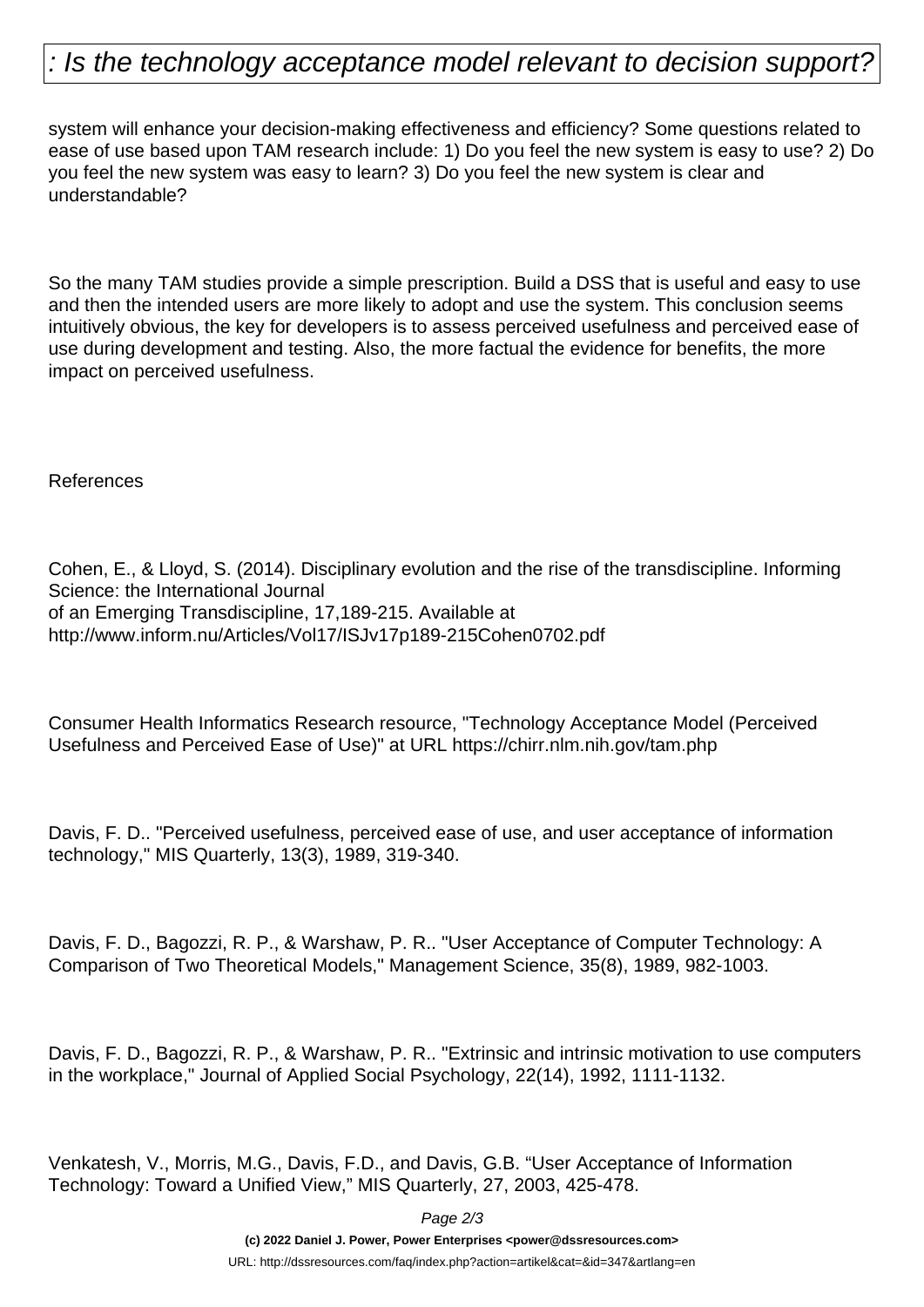system will enhance your decision-making effectiveness and efficiency? Some questions related to ease of use based upon TAM research include: 1) Do you feel the new system is easy to use? 2) Do you feel the new system was easy to learn? 3) Do you feel the new system is clear and understandable?

So the many TAM studies provide a simple prescription. Build a DSS that is useful and easy to use and then the intended users are more likely to adopt and use the system. This conclusion seems intuitively obvious, the key for developers is to assess perceived usefulness and perceived ease of use during development and testing. Also, the more factual the evidence for benefits, the more impact on perceived usefulness.

References

Cohen, E., & Lloyd, S. (2014). Disciplinary evolution and the rise of the transdiscipline. Informing Science: the International Journal
of an Emerging Transdiscipline, 17,189-215. Available at
http://www.inform.nu/Articles/Vol17/ISJv17p189-215Cohen0702.pdf

Consumer Health Informatics Research resource, "Technology Acceptance Model (Perceived Usefulness and Perceived Ease of Use)" at URL https://chirr.nlm.nih.gov/tam.php

Davis, F. D.. "Perceived usefulness, perceived ease of use, and user acceptance of information technology," MIS Quarterly, 13(3), 1989, 319-340.

Davis, F. D., Bagozzi, R. P., & Warshaw, P. R.. "User Acceptance of Computer Technology: A Comparison of Two Theoretical Models," Management Science, 35(8), 1989, 982-1003.

Davis, F. D., Bagozzi, R. P., & Warshaw, P. R.. "Extrinsic and intrinsic motivation to use computers in the workplace," Journal of Applied Social Psychology, 22(14), 1992, 1111-1132.

Venkatesh, V., Morris, M.G., Davis, F.D., and Davis, G.B. “User Acceptance of Information Technology: Toward a Unified View,” MIS Quarterly, 27, 2003, 425-478.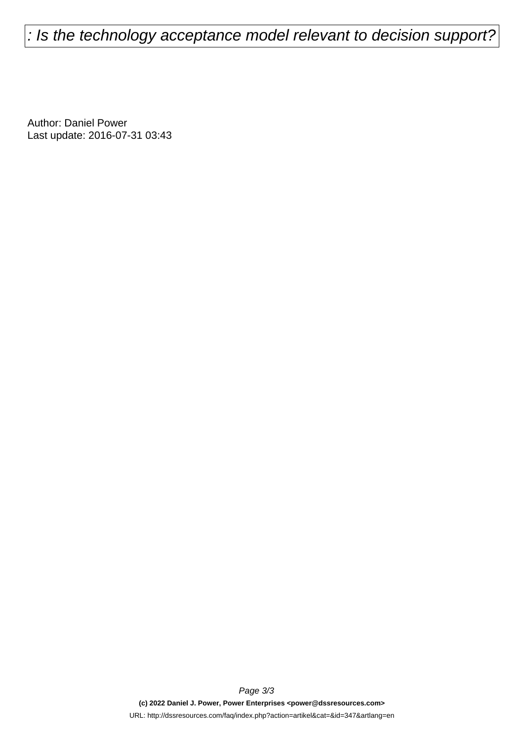Author: Daniel Power
Last update: 2016-07-31 03:43